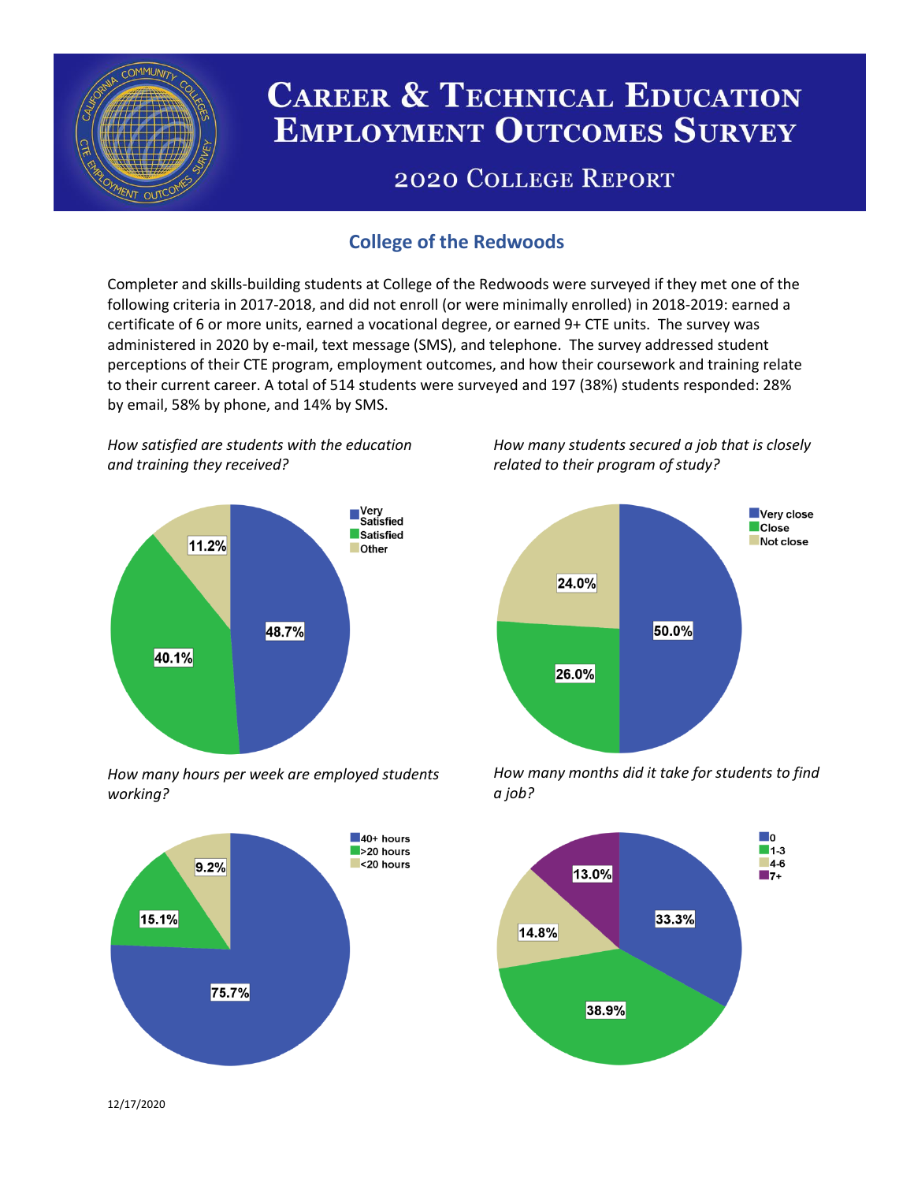# Career & Technical Education Employment Outcomes Survey

## 2020 College Report

### College of the Redwoods

Completer and skills-building students at College of the Redwoods were surveyed if they met one of the following criteria in 2017-2018, and did not enroll (or were minimally enrolled) in 2018-2019: earned a certificate of 6 or more units, earned a vocational degree, or earned 9+ CTE units. The survey was administered in 2020 by e-mail, text message (SMS), and telephone. The survey addressed student perceptions of their CTE program, employment outcomes, and how their coursework and training relate to their current career. A total of 514 students were surveyed and 197 (38%) students responded: 28% by email, 58% by phone, and 14% by SMS.

*How satisfied are students with the education and training they received?*

| Response | Percent |
|---|---|
| Very Satisfied | 48.7% |
| Satisfied | 40.1% |
| Other | 11.2% |

*How many students secured a job that is closely related to their program of study?*

| Response | Percent |
|---|---|
| Very close | 50.0% |
| Close | 26.0% |
| Not close | 24.0% |

*How many hours per week are employed students working?*

| Response | Percent |
|---|---|
| 40+ hours | 75.7% |
| >20 hours | 15.1% |
| <20 hours | 9.2% |

*How many months did it take for students to find a job?*

| Response | Percent |
|---|---|
| 0 | 33.3% |
| 1-3 | 38.9% |
| 4-6 | 14.8% |
| 7+ | 13.0% |

12/17/2020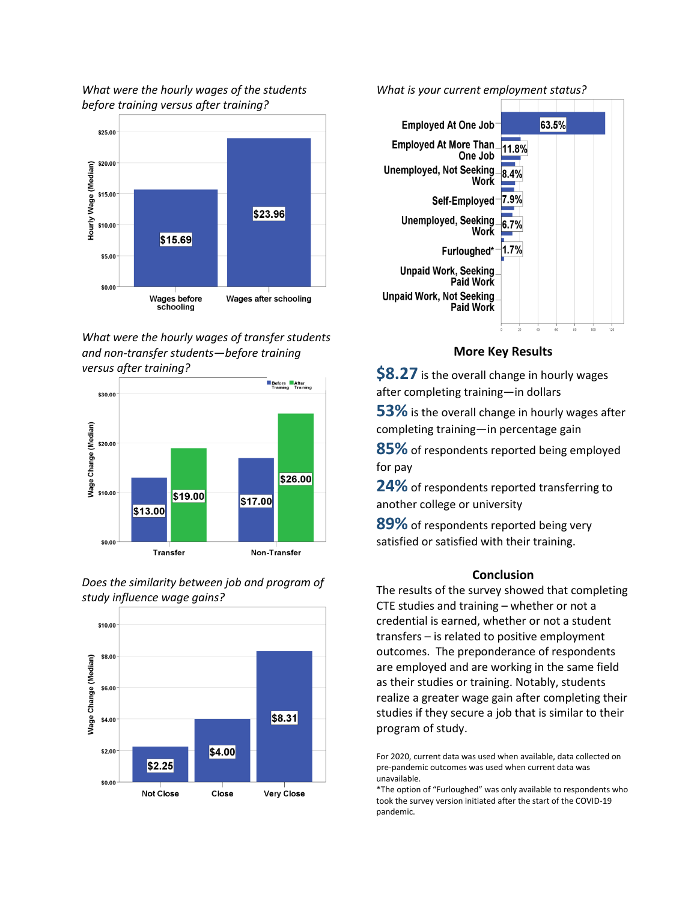*What were the hourly wages of the students before training versus after training?*

Hourly Wage (Median)

$25.00
$20.00
$15.00
$10.00
$5.00
$0.00

$15.69
$23.96

Wages before schooling
Wages after schooling

*What were the hourly wages of transfer students and non-transfer students—before training versus after training?*

Before Training
After Training

Wage Change (Median)

$30.00
$20.00
$10.00
$0.00

$13.00
$19.00
$17.00
$26.00

Transfer
Non-Transfer

*Does the similarity between job and program of study influence wage gains?*

Wage Change (Median)

$10.00
$8.00
$6.00
$4.00
$2.00
$0.00

$2.25
$4.00
$8.31

Not Close
Close
Very Close

*What is your current employment status?*

Employed At One Job 63.5%
Employed At More Than One Job 11.8%
Unemployed, Not Seeking Work 8.4%
Self-Employed 7.9%
Unemployed, Seeking Work 6.7%
Furloughed* 1.7%
Unpaid Work, Seeking Paid Work
Unpaid Work, Not Seeking Paid Work

0 20 40 60 80 100 120

## More Key Results

**$8.27** is the overall change in hourly wages after completing training—in dollars

**53%** is the overall change in hourly wages after completing training—in percentage gain

**85%** of respondents reported being employed for pay

**24%** of respondents reported transferring to another college or university

**89%** of respondents reported being very satisfied or satisfied with their training.

## Conclusion

The results of the survey showed that completing CTE studies and training – whether or not a credential is earned, whether or not a student transfers – is related to positive employment outcomes. The preponderance of respondents are employed and are working in the same field as their studies or training. Notably, students realize a greater wage gain after completing their studies if they secure a job that is similar to their program of study.

For 2020, current data was used when available, data collected on pre-pandemic outcomes was used when current data was unavailable.

*The option of "Furloughed" was only available to respondents who took the survey version initiated after the start of the COVID-19 pandemic.